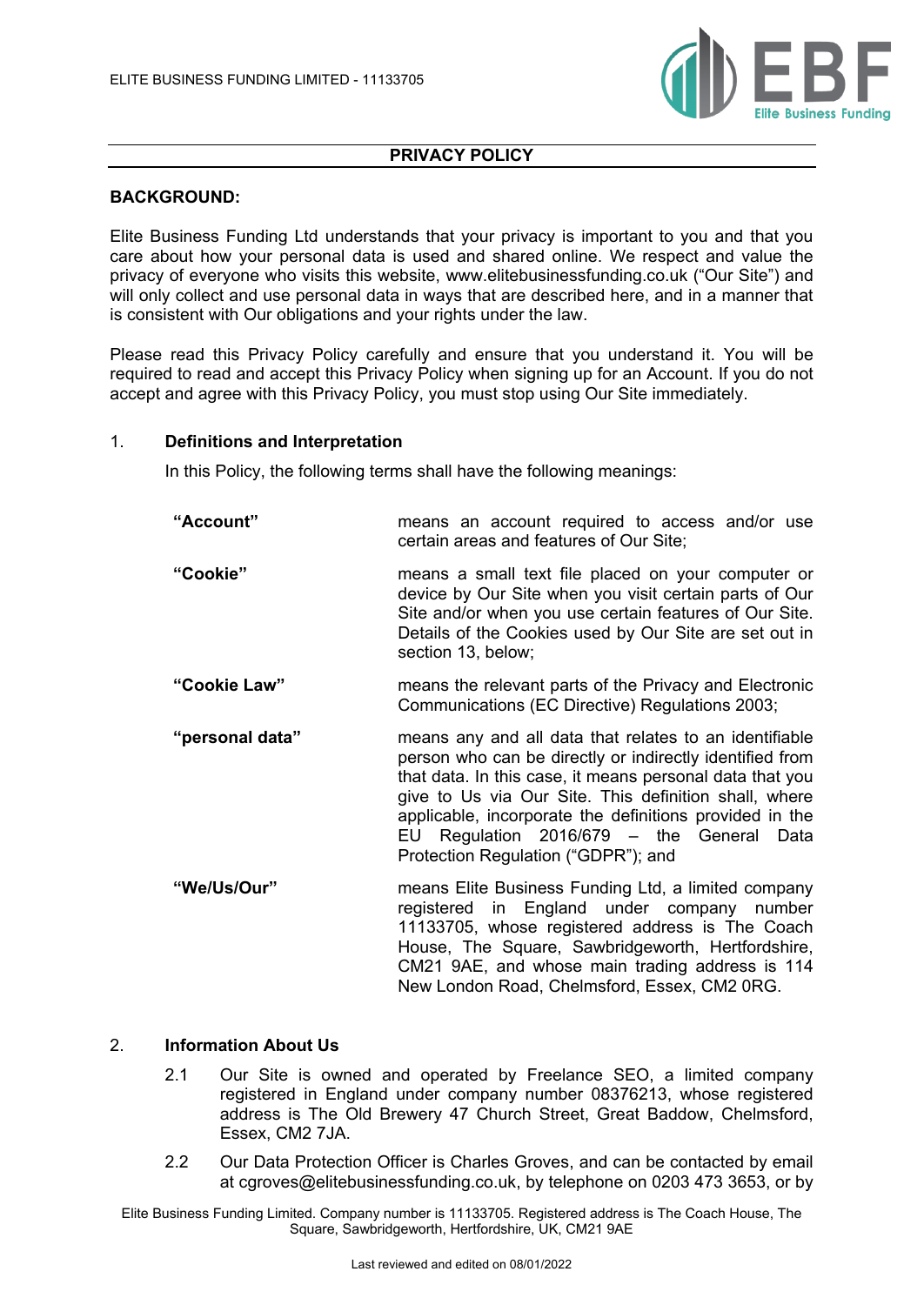ELITE BUSINESS FUNDING LIMITED - 11133705

## PRIVACY POLICY

**BACKGROUND:**

Elite Business Funding Ltd understands that your privacy is important to you and that you care about how your personal data is used and shared online. We respect and value the privacy of everyone who visits this website, www.elitebusinessfunding.co.uk ("Our Site") and will only collect and use personal data in ways that are described here, and in a manner that is consistent with Our obligations and your rights under the law.

Please read this Privacy Policy carefully and ensure that you understand it. You will be required to read and accept this Privacy Policy when signing up for an Account. If you do not accept and agree with this Privacy Policy, you must stop using Our Site immediately.

### 1. Definitions and Interpretation

In this Policy, the following terms shall have the following meanings:

| | |
|---|---|
| **"Account"** | means an account required to access and/or use certain areas and features of Our Site; |
| **"Cookie"** | means a small text file placed on your computer or device by Our Site when you visit certain parts of Our Site and/or when you use certain features of Our Site. Details of the Cookies used by Our Site are set out in section 13, below; |
| **"Cookie Law"** | means the relevant parts of the Privacy and Electronic Communications (EC Directive) Regulations 2003; |
| **"personal data"** | means any and all data that relates to an identifiable person who can be directly or indirectly identified from that data. In this case, it means personal data that you give to Us via Our Site. This definition shall, where applicable, incorporate the definitions provided in the EU Regulation 2016/679 – the General Data Protection Regulation ("GDPR"); and |
| **"We/Us/Our"** | means Elite Business Funding Ltd, a limited company registered in England under company number 11133705, whose registered address is The Coach House, The Square, Sawbridgeworth, Hertfordshire, CM21 9AE, and whose main trading address is 114 New London Road, Chelmsford, Essex, CM2 0RG. |

### 2. Information About Us

2.1 Our Site is owned and operated by Freelance SEO, a limited company registered in England under company number 08376213, whose registered address is The Old Brewery 47 Church Street, Great Baddow, Chelmsford, Essex, CM2 7JA.

2.2 Our Data Protection Officer is Charles Groves, and can be contacted by email at cgroves@elitebusinessfunding.co.uk, by telephone on 0203 473 3653, or by

Elite Business Funding Limited. Company number is 11133705. Registered address is The Coach House, The Square, Sawbridgeworth, Hertfordshire, UK, CM21 9AE

Last reviewed and edited on 08/01/2022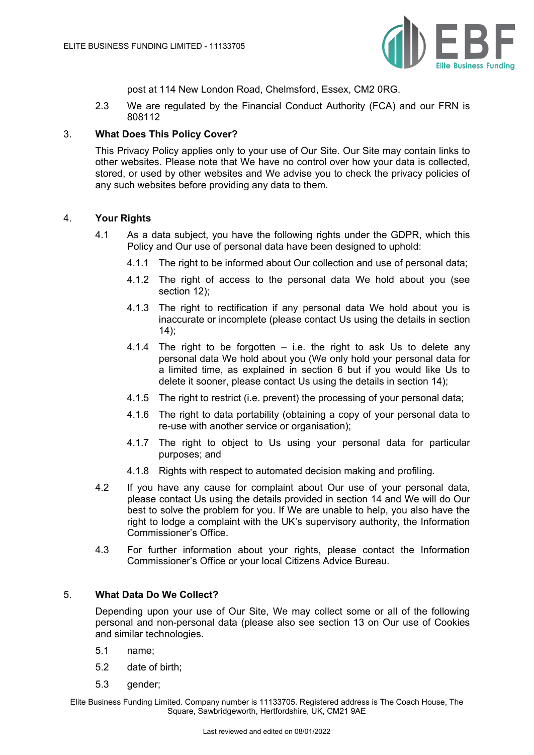post at 114 New London Road, Chelmsford, Essex, CM2 0RG.

2.3 We are regulated by the Financial Conduct Authority (FCA) and our FRN is 808112

## 3. What Does This Policy Cover?

This Privacy Policy applies only to your use of Our Site. Our Site may contain links to other websites. Please note that We have no control over how your data is collected, stored, or used by other websites and We advise you to check the privacy policies of any such websites before providing any data to them.

## 4. Your Rights

4.1 As a data subject, you have the following rights under the GDPR, which this Policy and Our use of personal data have been designed to uphold:

4.1.1 The right to be informed about Our collection and use of personal data;

4.1.2 The right of access to the personal data We hold about you (see section 12);

4.1.3 The right to rectification if any personal data We hold about you is inaccurate or incomplete (please contact Us using the details in section 14);

4.1.4 The right to be forgotten – i.e. the right to ask Us to delete any personal data We hold about you (We only hold your personal data for a limited time, as explained in section 6 but if you would like Us to delete it sooner, please contact Us using the details in section 14);

4.1.5 The right to restrict (i.e. prevent) the processing of your personal data;

4.1.6 The right to data portability (obtaining a copy of your personal data to re-use with another service or organisation);

4.1.7 The right to object to Us using your personal data for particular purposes; and

4.1.8 Rights with respect to automated decision making and profiling.

4.2 If you have any cause for complaint about Our use of your personal data, please contact Us using the details provided in section 14 and We will do Our best to solve the problem for you. If We are unable to help, you also have the right to lodge a complaint with the UK's supervisory authority, the Information Commissioner's Office.

4.3 For further information about your rights, please contact the Information Commissioner's Office or your local Citizens Advice Bureau.

## 5. What Data Do We Collect?

Depending upon your use of Our Site, We may collect some or all of the following personal and non-personal data (please also see section 13 on Our use of Cookies and similar technologies.

5.1 name;

5.2 date of birth;

5.3 gender;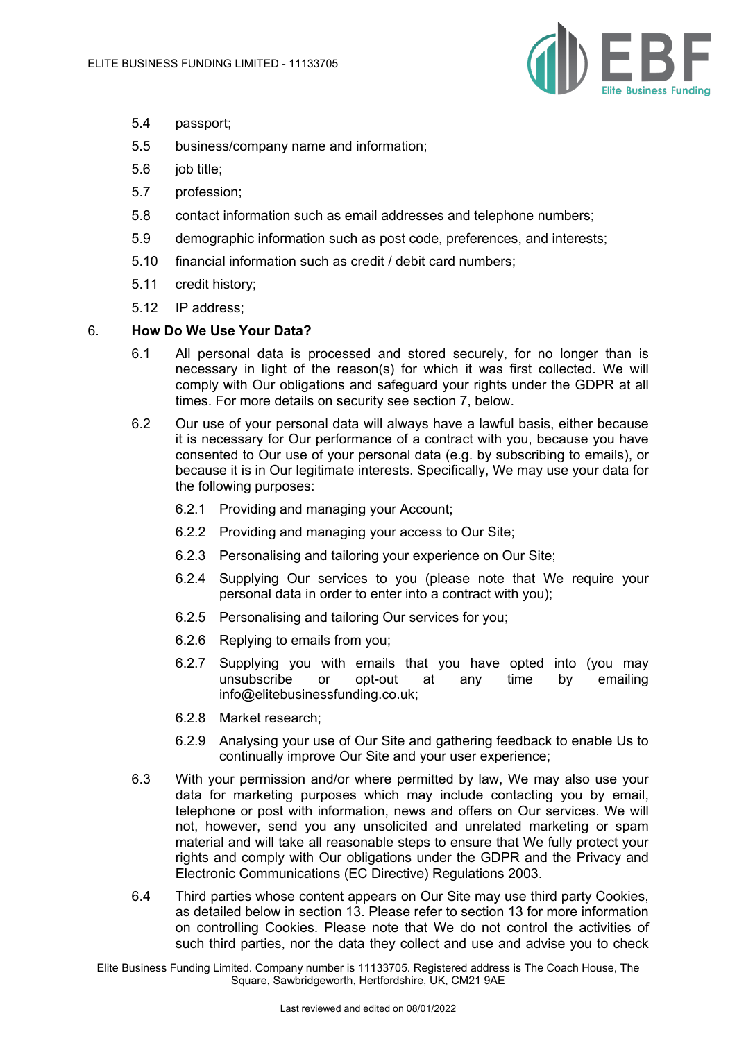5.4 passport;

5.5 business/company name and information;

5.6 job title;

5.7 profession;

5.8 contact information such as email addresses and telephone numbers;

5.9 demographic information such as post code, preferences, and interests;

5.10 financial information such as credit / debit card numbers;

5.11 credit history;

5.12 IP address;

## 6. How Do We Use Your Data?

6.1 All personal data is processed and stored securely, for no longer than is necessary in light of the reason(s) for which it was first collected. We will comply with Our obligations and safeguard your rights under the GDPR at all times. For more details on security see section 7, below.

6.2 Our use of your personal data will always have a lawful basis, either because it is necessary for Our performance of a contract with you, because you have consented to Our use of your personal data (e.g. by subscribing to emails), or because it is in Our legitimate interests. Specifically, We may use your data for the following purposes:

6.2.1 Providing and managing your Account;

6.2.2 Providing and managing your access to Our Site;

6.2.3 Personalising and tailoring your experience on Our Site;

6.2.4 Supplying Our services to you (please note that We require your personal data in order to enter into a contract with you);

6.2.5 Personalising and tailoring Our services for you;

6.2.6 Replying to emails from you;

6.2.7 Supplying you with emails that you have opted into (you may unsubscribe or opt-out at any time by emailing info@elitebusinessfunding.co.uk;

6.2.8 Market research;

6.2.9 Analysing your use of Our Site and gathering feedback to enable Us to continually improve Our Site and your user experience;

6.3 With your permission and/or where permitted by law, We may also use your data for marketing purposes which may include contacting you by email, telephone or post with information, news and offers on Our services. We will not, however, send you any unsolicited and unrelated marketing or spam material and will take all reasonable steps to ensure that We fully protect your rights and comply with Our obligations under the GDPR and the Privacy and Electronic Communications (EC Directive) Regulations 2003.

6.4 Third parties whose content appears on Our Site may use third party Cookies, as detailed below in section 13. Please refer to section 13 for more information on controlling Cookies. Please note that We do not control the activities of such third parties, nor the data they collect and use and advise you to check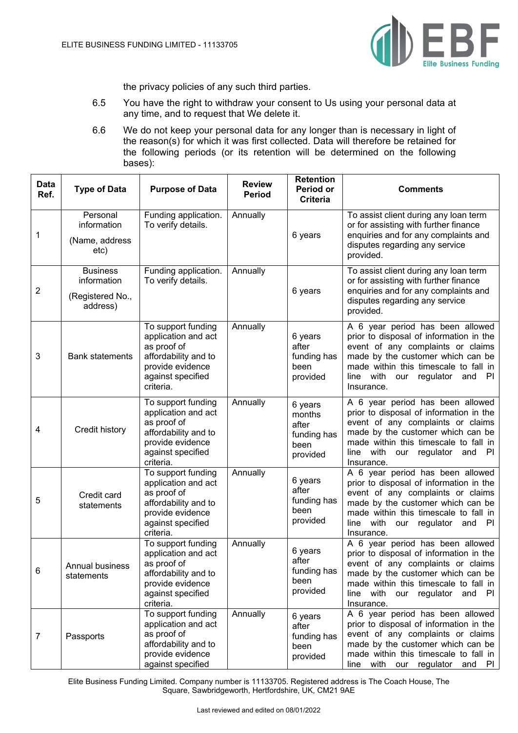the privacy policies of any such third parties.

6.5 You have the right to withdraw your consent to Us using your personal data at any time, and to request that We delete it.

6.6 We do not keep your personal data for any longer than is necessary in light of the reason(s) for which it was first collected. Data will therefore be retained for the following periods (or its retention will be determined on the following bases):

| Data Ref. | Type of Data | Purpose of Data | Review Period | Retention Period or Criteria | Comments |
|---|---|---|---|---|---|
| 1 | Personal information (Name, address etc) | Funding application. To verify details. | Annually | 6 years | To assist client during any loan term or for assisting with further finance enquiries and for any complaints and disputes regarding any service provided. |
| 2 | Business information (Registered No., address) | Funding application. To verify details. | Annually | 6 years | To assist client during any loan term or for assisting with further finance enquiries and for any complaints and disputes regarding any service provided. |
| 3 | Bank statements | To support funding application and act as proof of affordability and to provide evidence against specified criteria. | Annually | 6 years after funding has been provided | A 6 year period has been allowed prior to disposal of information in the event of any complaints or claims made by the customer which can be made within this timescale to fall in line with our regulator and PI Insurance. |
| 4 | Credit history | To support funding application and act as proof of affordability and to provide evidence against specified criteria. | Annually | 6 years months after funding has been provided | A 6 year period has been allowed prior to disposal of information in the event of any complaints or claims made by the customer which can be made within this timescale to fall in line with our regulator and PI Insurance. |
| 5 | Credit card statements | To support funding application and act as proof of affordability and to provide evidence against specified criteria. | Annually | 6 years after funding has been provided | A 6 year period has been allowed prior to disposal of information in the event of any complaints or claims made by the customer which can be made within this timescale to fall in line with our regulator and PI Insurance. |
| 6 | Annual business statements | To support funding application and act as proof of affordability and to provide evidence against specified criteria. | Annually | 6 years after funding has been provided | A 6 year period has been allowed prior to disposal of information in the event of any complaints or claims made by the customer which can be made within this timescale to fall in line with our regulator and PI Insurance. |
| 7 | Passports | To support funding application and act as proof of affordability and to provide evidence against specified | Annually | 6 years after funding has been provided | A 6 year period has been allowed prior to disposal of information in the event of any complaints or claims made by the customer which can be made within this timescale to fall in line with our regulator and PI |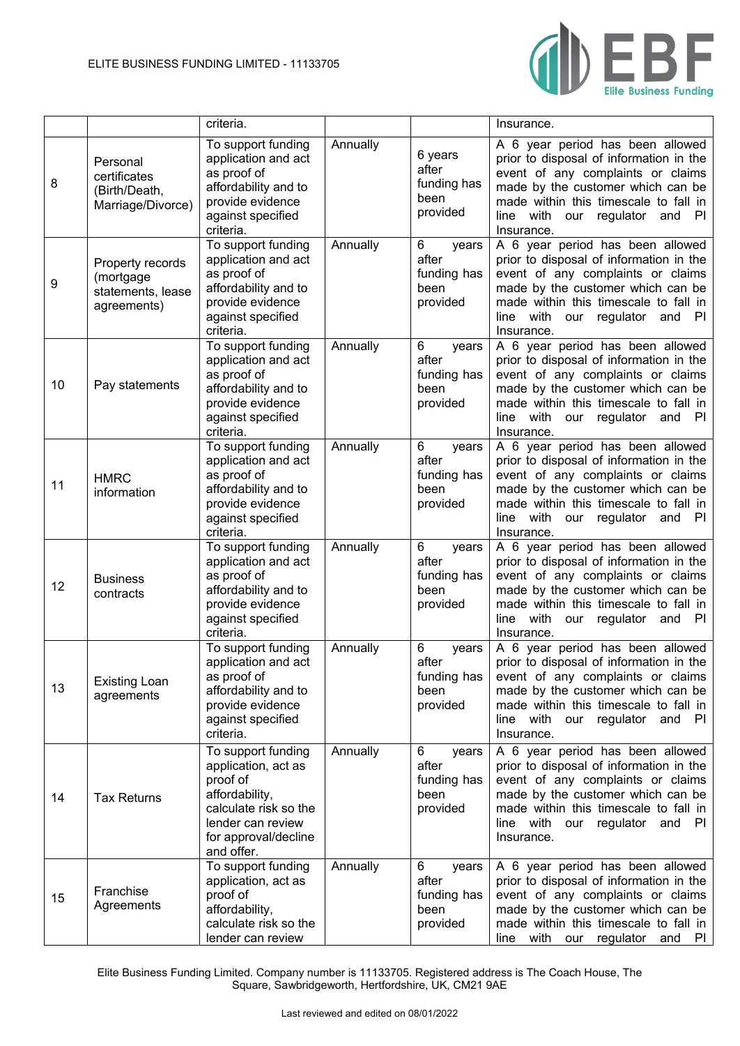|  |  | criteria. |  |  | Insurance. |
|---|---|---|---|---|---|
| 8 | Personal certificates (Birth/Death, Marriage/Divorce) | To support funding application and act as proof of affordability and to provide evidence against specified criteria. | Annually | 6 years after funding has been provided | A 6 year period has been allowed prior to disposal of information in the event of any complaints or claims made by the customer which can be made within this timescale to fall in line with our regulator and PI Insurance. |
| 9 | Property records (mortgage statements, lease agreements) | To support funding application and act as proof of affordability and to provide evidence against specified criteria. | Annually | 6 years after funding has been provided | A 6 year period has been allowed prior to disposal of information in the event of any complaints or claims made by the customer which can be made within this timescale to fall in line with our regulator and PI Insurance. |
| 10 | Pay statements | To support funding application and act as proof of affordability and to provide evidence against specified criteria. | Annually | 6 years after funding has been provided | A 6 year period has been allowed prior to disposal of information in the event of any complaints or claims made by the customer which can be made within this timescale to fall in line with our regulator and PI Insurance. |
| 11 | HMRC information | To support funding application and act as proof of affordability and to provide evidence against specified criteria. | Annually | 6 years after funding has been provided | A 6 year period has been allowed prior to disposal of information in the event of any complaints or claims made by the customer which can be made within this timescale to fall in line with our regulator and PI Insurance. |
| 12 | Business contracts | To support funding application and act as proof of affordability and to provide evidence against specified criteria. | Annually | 6 years after funding has been provided | A 6 year period has been allowed prior to disposal of information in the event of any complaints or claims made by the customer which can be made within this timescale to fall in line with our regulator and PI Insurance. |
| 13 | Existing Loan agreements | To support funding application and act as proof of affordability and to provide evidence against specified criteria. | Annually | 6 years after funding has been provided | A 6 year period has been allowed prior to disposal of information in the event of any complaints or claims made by the customer which can be made within this timescale to fall in line with our regulator and PI Insurance. |
| 14 | Tax Returns | To support funding application, act as proof of affordability, calculate risk so the lender can review for approval/decline and offer. | Annually | 6 years after funding has been provided | A 6 year period has been allowed prior to disposal of information in the event of any complaints or claims made by the customer which can be made within this timescale to fall in line with our regulator and PI Insurance. |
| 15 | Franchise Agreements | To support funding application, act as proof of affordability, calculate risk so the lender can review | Annually | 6 years after funding has been provided | A 6 year period has been allowed prior to disposal of information in the event of any complaints or claims made by the customer which can be made within this timescale to fall in line with our regulator and PI |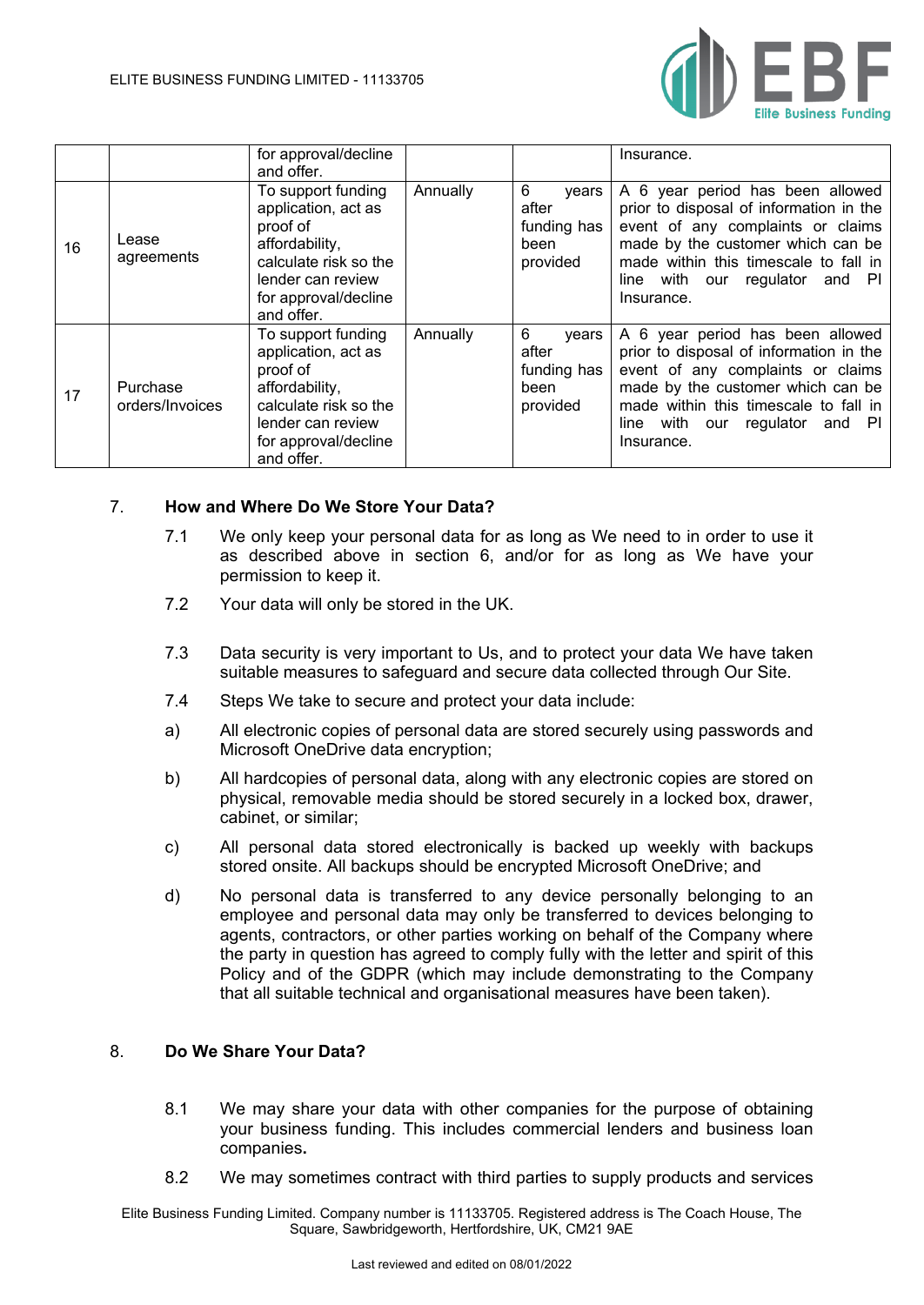| | | for approval/decline and offer. | | | Insurance. |
|---|---|---|---|---|---|
| 16 | Lease agreements | To support funding application, act as proof of affordability, calculate risk so the lender can review for approval/decline and offer. | Annually | 6 years after funding has been provided | A 6 year period has been allowed prior to disposal of information in the event of any complaints or claims made by the customer which can be made within this timescale to fall in line with our regulator and PI Insurance. |
| 17 | Purchase orders/Invoices | To support funding application, act as proof of affordability, calculate risk so the lender can review for approval/decline and offer. | Annually | 6 years after funding has been provided | A 6 year period has been allowed prior to disposal of information in the event of any complaints or claims made by the customer which can be made within this timescale to fall in line with our regulator and PI Insurance. |

## 7. How and Where Do We Store Your Data?

7.1 We only keep your personal data for as long as We need to in order to use it as described above in section 6, and/or for as long as We have your permission to keep it.

7.2 Your data will only be stored in the UK.

7.3 Data security is very important to Us, and to protect your data We have taken suitable measures to safeguard and secure data collected through Our Site.

7.4 Steps We take to secure and protect your data include:

a) All electronic copies of personal data are stored securely using passwords and Microsoft OneDrive data encryption;

b) All hardcopies of personal data, along with any electronic copies are stored on physical, removable media should be stored securely in a locked box, drawer, cabinet, or similar;

c) All personal data stored electronically is backed up weekly with backups stored onsite. All backups should be encrypted Microsoft OneDrive; and

d) No personal data is transferred to any device personally belonging to an employee and personal data may only be transferred to devices belonging to agents, contractors, or other parties working on behalf of the Company where the party in question has agreed to comply fully with the letter and spirit of this Policy and of the GDPR (which may include demonstrating to the Company that all suitable technical and organisational measures have been taken).

## 8. Do We Share Your Data?

8.1 We may share your data with other companies for the purpose of obtaining your business funding. This includes commercial lenders and business loan companies**.**

8.2 We may sometimes contract with third parties to supply products and services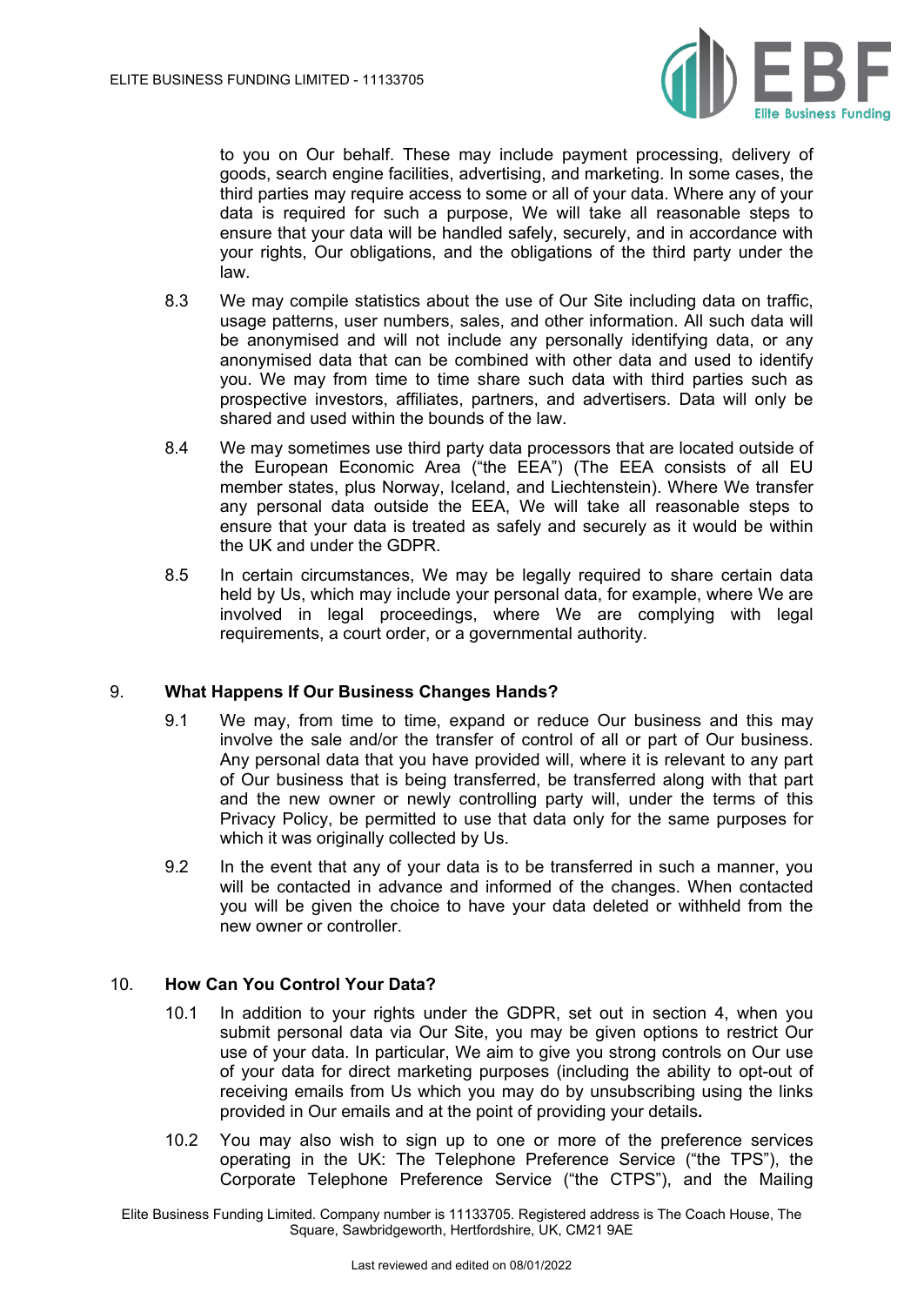to you on Our behalf. These may include payment processing, delivery of goods, search engine facilities, advertising, and marketing. In some cases, the third parties may require access to some or all of your data. Where any of your data is required for such a purpose, We will take all reasonable steps to ensure that your data will be handled safely, securely, and in accordance with your rights, Our obligations, and the obligations of the third party under the law.

8.3 We may compile statistics about the use of Our Site including data on traffic, usage patterns, user numbers, sales, and other information. All such data will be anonymised and will not include any personally identifying data, or any anonymised data that can be combined with other data and used to identify you. We may from time to time share such data with third parties such as prospective investors, affiliates, partners, and advertisers. Data will only be shared and used within the bounds of the law.

8.4 We may sometimes use third party data processors that are located outside of the European Economic Area ("the EEA") (The EEA consists of all EU member states, plus Norway, Iceland, and Liechtenstein). Where We transfer any personal data outside the EEA, We will take all reasonable steps to ensure that your data is treated as safely and securely as it would be within the UK and under the GDPR.

8.5 In certain circumstances, We may be legally required to share certain data held by Us, which may include your personal data, for example, where We are involved in legal proceedings, where We are complying with legal requirements, a court order, or a governmental authority.

## 9. What Happens If Our Business Changes Hands?

9.1 We may, from time to time, expand or reduce Our business and this may involve the sale and/or the transfer of control of all or part of Our business. Any personal data that you have provided will, where it is relevant to any part of Our business that is being transferred, be transferred along with that part and the new owner or newly controlling party will, under the terms of this Privacy Policy, be permitted to use that data only for the same purposes for which it was originally collected by Us.

9.2 In the event that any of your data is to be transferred in such a manner, you will be contacted in advance and informed of the changes. When contacted you will be given the choice to have your data deleted or withheld from the new owner or controller.

## 10. How Can You Control Your Data?

10.1 In addition to your rights under the GDPR, set out in section 4, when you submit personal data via Our Site, you may be given options to restrict Our use of your data. In particular, We aim to give you strong controls on Our use of your data for direct marketing purposes (including the ability to opt-out of receiving emails from Us which you may do by unsubscribing using the links provided in Our emails and at the point of providing your details**.**

10.2 You may also wish to sign up to one or more of the preference services operating in the UK: The Telephone Preference Service ("the TPS"), the Corporate Telephone Preference Service ("the CTPS"), and the Mailing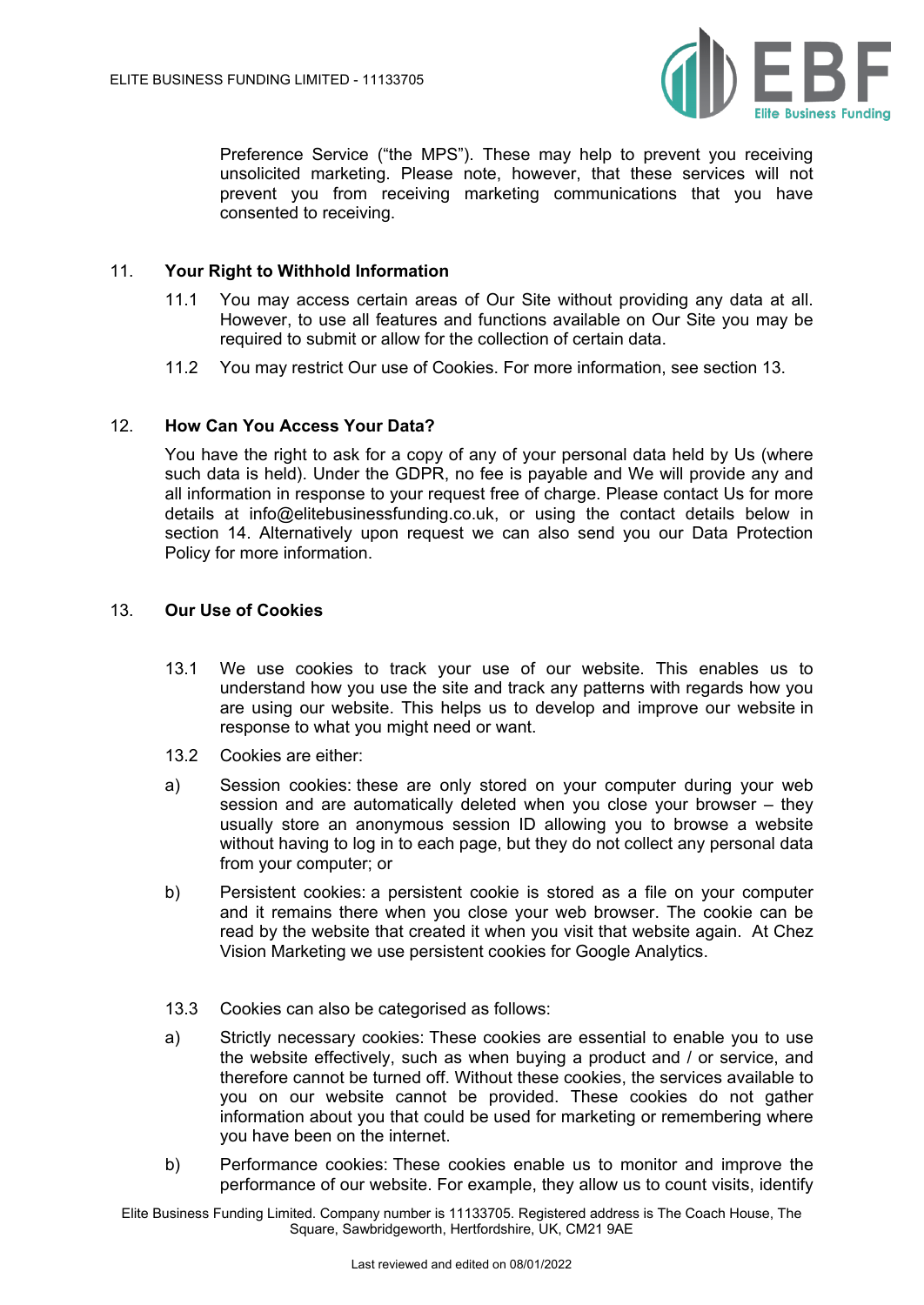Preference Service ("the MPS"). These may help to prevent you receiving unsolicited marketing. Please note, however, that these services will not prevent you from receiving marketing communications that you have consented to receiving.

## 11. Your Right to Withhold Information

11.1 You may access certain areas of Our Site without providing any data at all. However, to use all features and functions available on Our Site you may be required to submit or allow for the collection of certain data.

11.2 You may restrict Our use of Cookies. For more information, see section 13.

## 12. How Can You Access Your Data?

You have the right to ask for a copy of any of your personal data held by Us (where such data is held). Under the GDPR, no fee is payable and We will provide any and all information in response to your request free of charge. Please contact Us for more details at info@elitebusinessfunding.co.uk, or using the contact details below in section 14. Alternatively upon request we can also send you our Data Protection Policy for more information.

## 13. Our Use of Cookies

13.1 We use cookies to track your use of our website. This enables us to understand how you use the site and track any patterns with regards how you are using our website. This helps us to develop and improve our website in response to what you might need or want.

13.2 Cookies are either:

a) Session cookies: these are only stored on your computer during your web session and are automatically deleted when you close your browser – they usually store an anonymous session ID allowing you to browse a website without having to log in to each page, but they do not collect any personal data from your computer; or

b) Persistent cookies: a persistent cookie is stored as a file on your computer and it remains there when you close your web browser. The cookie can be read by the website that created it when you visit that website again. At Chez Vision Marketing we use persistent cookies for Google Analytics.

13.3 Cookies can also be categorised as follows:

a) Strictly necessary cookies: These cookies are essential to enable you to use the website effectively, such as when buying a product and / or service, and therefore cannot be turned off. Without these cookies, the services available to you on our website cannot be provided. These cookies do not gather information about you that could be used for marketing or remembering where you have been on the internet.

b) Performance cookies: These cookies enable us to monitor and improve the performance of our website. For example, they allow us to count visits, identify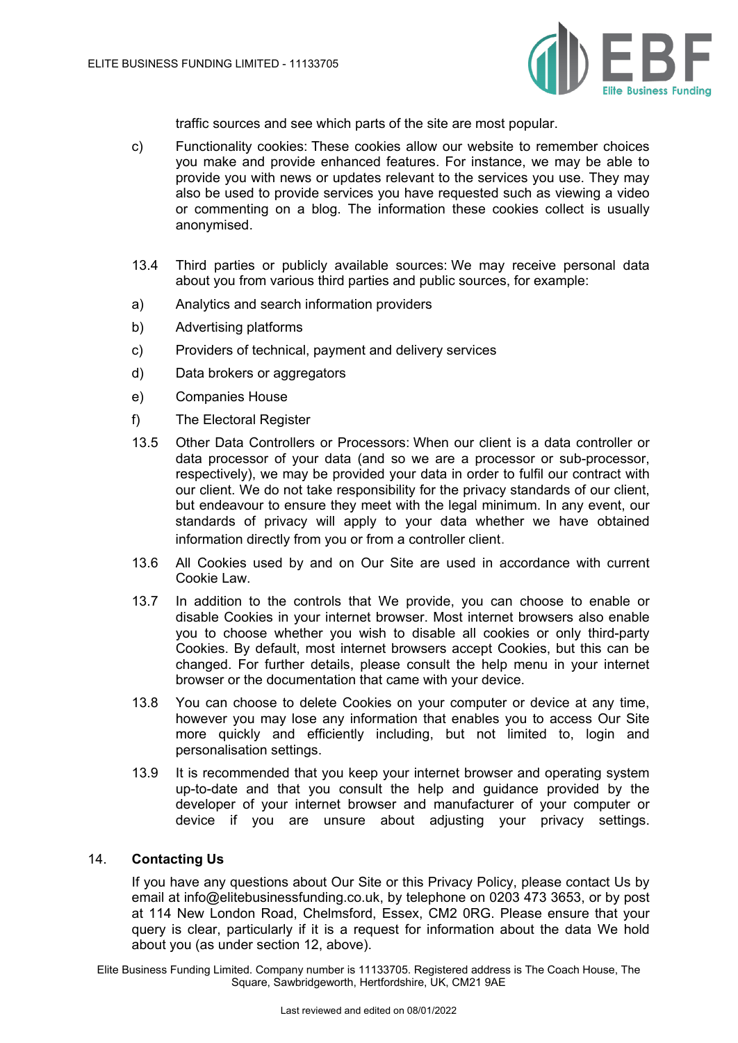traffic sources and see which parts of the site are most popular.

c) Functionality cookies: These cookies allow our website to remember choices you make and provide enhanced features. For instance, we may be able to provide you with news or updates relevant to the services you use. They may also be used to provide services you have requested such as viewing a video or commenting on a blog. The information these cookies collect is usually anonymised.

13.4 Third parties or publicly available sources: We may receive personal data about you from various third parties and public sources, for example:

a) Analytics and search information providers

b) Advertising platforms

c) Providers of technical, payment and delivery services

d) Data brokers or aggregators

e) Companies House

f) The Electoral Register

13.5 Other Data Controllers or Processors: When our client is a data controller or data processor of your data (and so we are a processor or sub-processor, respectively), we may be provided your data in order to fulfil our contract with our client. We do not take responsibility for the privacy standards of our client, but endeavour to ensure they meet with the legal minimum. In any event, our standards of privacy will apply to your data whether we have obtained information directly from you or from a controller client.

13.6 All Cookies used by and on Our Site are used in accordance with current Cookie Law.

13.7 In addition to the controls that We provide, you can choose to enable or disable Cookies in your internet browser. Most internet browsers also enable you to choose whether you wish to disable all cookies or only third-party Cookies. By default, most internet browsers accept Cookies, but this can be changed. For further details, please consult the help menu in your internet browser or the documentation that came with your device.

13.8 You can choose to delete Cookies on your computer or device at any time, however you may lose any information that enables you to access Our Site more quickly and efficiently including, but not limited to, login and personalisation settings.

13.9 It is recommended that you keep your internet browser and operating system up-to-date and that you consult the help and guidance provided by the developer of your internet browser and manufacturer of your computer or device if you are unsure about adjusting your privacy settings.

## 14. Contacting Us

If you have any questions about Our Site or this Privacy Policy, please contact Us by email at info@elitebusinessfunding.co.uk, by telephone on 0203 473 3653, or by post at 114 New London Road, Chelmsford, Essex, CM2 0RG. Please ensure that your query is clear, particularly if it is a request for information about the data We hold about you (as under section 12, above).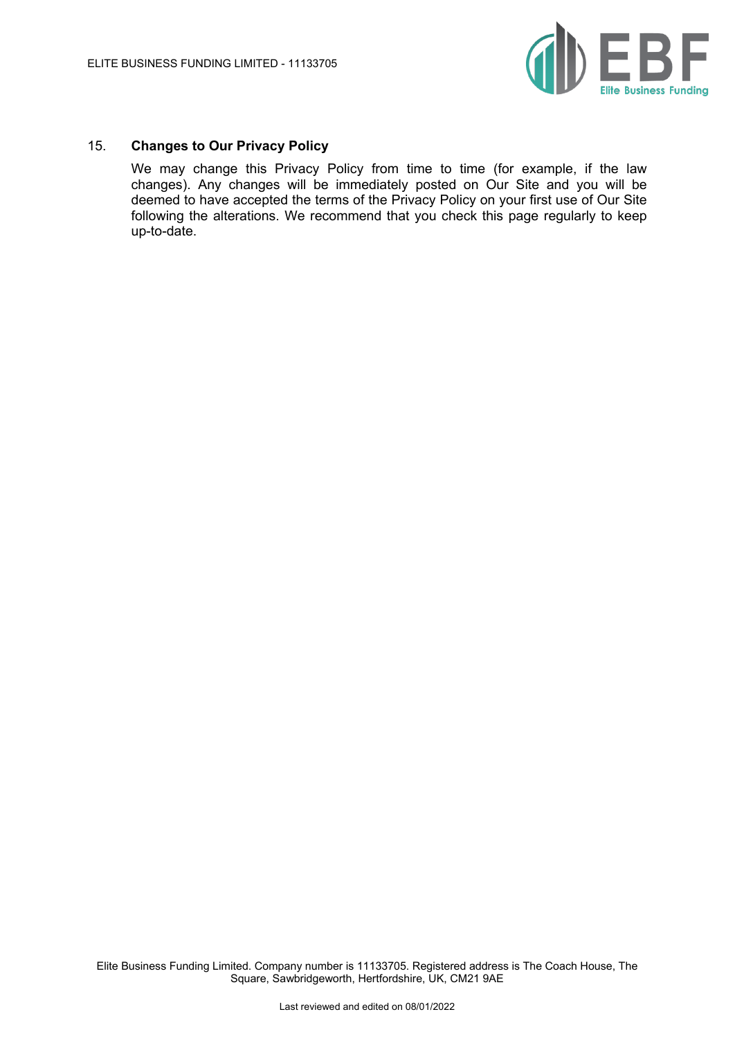## 15. Changes to Our Privacy Policy

We may change this Privacy Policy from time to time (for example, if the law changes). Any changes will be immediately posted on Our Site and you will be deemed to have accepted the terms of the Privacy Policy on your first use of Our Site following the alterations. We recommend that you check this page regularly to keep up-to-date.